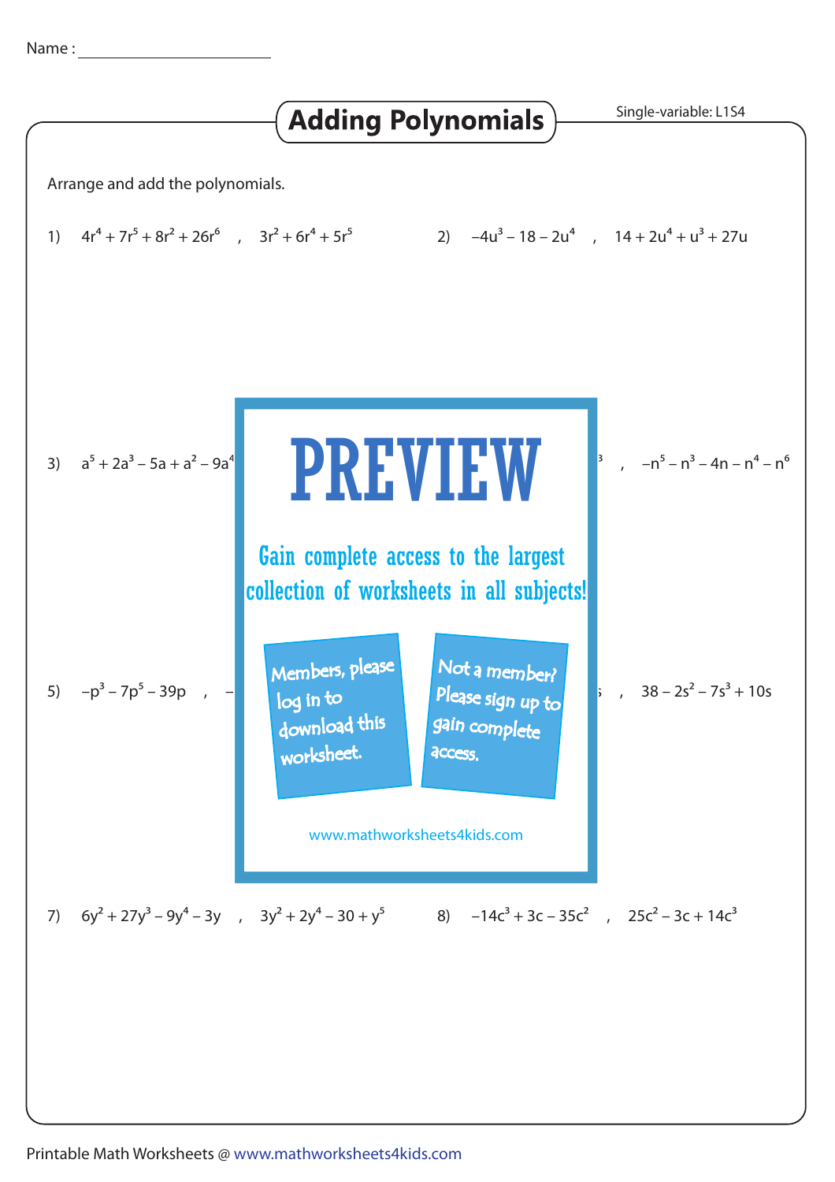Name : ______________________

# Adding Polynomials

Single-variable: L1S4

Arrange and add the polynomials.

1) $4r^4 + 7r^5 + 8r^2 + 26r^6$ , $3r^2 + 6r^4 + 5r^5$

2) $-4u^3 - 18 - 2u^4$ , $14 + 2u^4 + u^3 + 27u$

3) $a^5 + 2a^3 - 5a + a^2 - 9a^4$ ... , $-n^5 - n^3 - 4n - n^4 - n^6$

5) $-p^3 - 7p^5 - 39p$ , ... , $38 - 2s^2 - 7s^3 + 10s$

PREVIEW

Gain complete access to the largest collection of worksheets in all subjects!

Members, please log in to download this worksheet.

Not a member? Please sign up to gain complete access.

www.mathworksheets4kids.com

7) $6y^2 + 27y^3 - 9y^4 - 3y$ , $3y^2 + 2y^4 - 30 + y^5$

8) $-14c^3 + 3c - 35c^2$ , $25c^2 - 3c + 14c^3$

Printable Math Worksheets @ www.mathworksheets4kids.com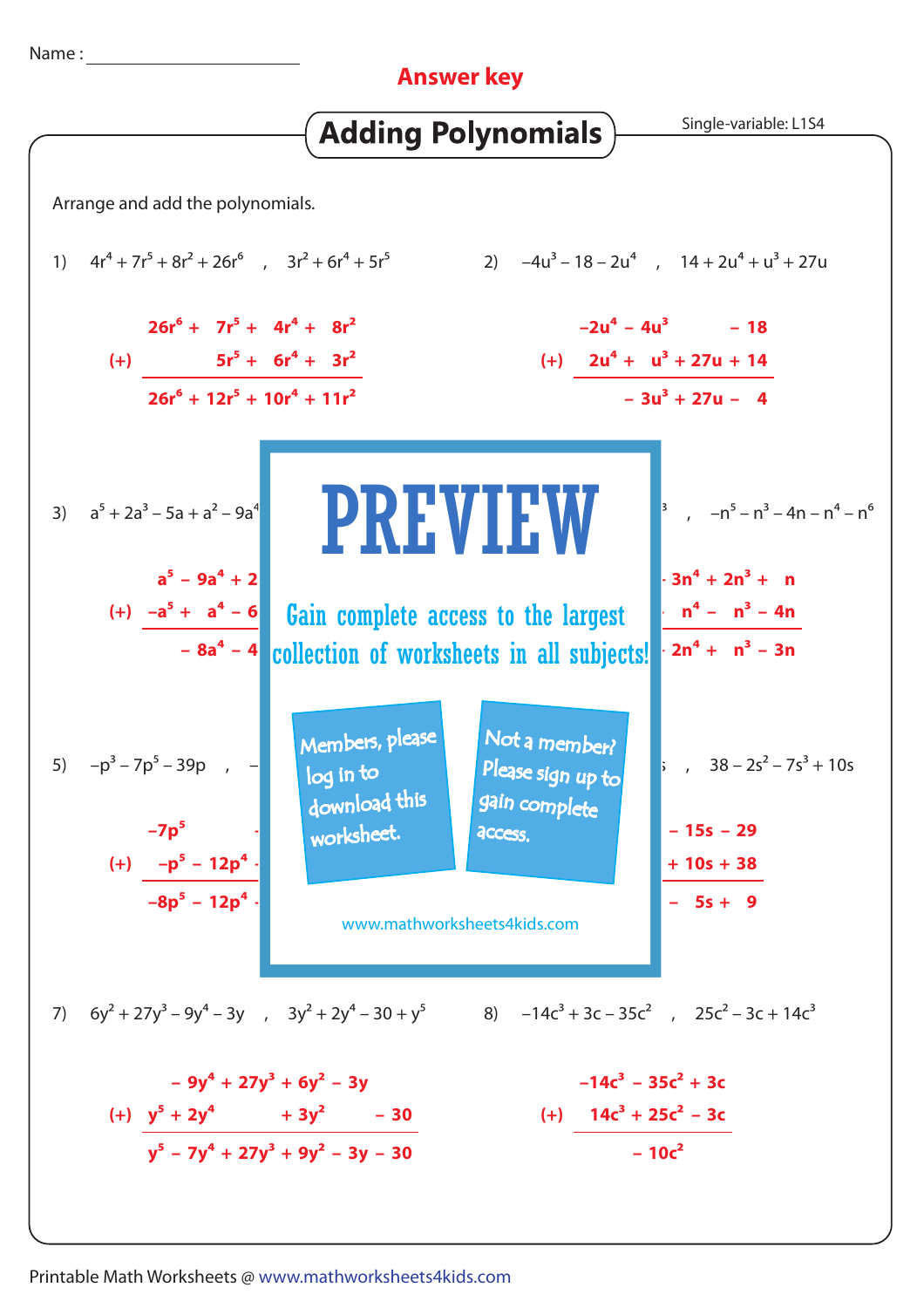Name :

**Answer key**

# Adding Polynomials

Single-variable: L1S4

Arrange and add the polynomials.

1) $4r^4 + 7r^5 + 8r^2 + 26r^6$ , $3r^2 + 6r^4 + 5r^5$

$$\begin{array}{rl} & 26r^6 + 7r^5 + 4r^4 + 8r^2 \\ (+) & 5r^5 + 6r^4 + 3r^2 \\ \hline & 26r^6 + 12r^5 + 10r^4 + 11r^2 \end{array}$$

2) $-4u^3 - 18 - 2u^4$ , $14 + 2u^4 + u^3 + 27u$

$$\begin{array}{rl} & -2u^4 - 4u^3 - 18 \\ (+) & 2u^4 + u^3 + 27u + 14 \\ \hline & -3u^3 + 27u - 4 \end{array}$$

3) $a^5 + 2a^3 - 5a + a^2 - 9a^4$ ...

$$\begin{array}{rl} & a^5 - 9a^4 + 2 \ldots \\ (+) & -a^5 + a^4 - 6 \ldots \\ \hline & -8a^4 - 4 \ldots \end{array}$$

4) ... , $-n^5 - n^3 - 4n - n^4 - n^6$

$$\begin{array}{rl} & \ldots 3n^4 + 2n^3 + n \\ (+) & \ldots n^4 - n^3 - 4n \\ \hline & \ldots 2n^4 + n^3 - 3n \end{array}$$

5) $-p^3 - 7p^5 - 39p$ , ...

$$\begin{array}{rl} & -7p^5 \ldots \\ (+) & -p^5 - 12p^4 \ldots \\ \hline & -8p^5 - 12p^4 \ldots \end{array}$$

6) ... , $38 - 2s^2 - 7s^3 + 10s$

$$\begin{array}{rl} & \ldots - 15s - 29 \\ (+) & \ldots + 10s + 38 \\ \hline & \ldots - 5s + 9 \end{array}$$

PREVIEW

Gain complete access to the largest collection of worksheets in all subjects!

Members, please log in to download this worksheet.

Not a member? Please sign up to gain complete access.

www.mathworksheets4kids.com

7) $6y^2 + 27y^3 - 9y^4 - 3y$ , $3y^2 + 2y^4 - 30 + y^5$

$$\begin{array}{rl} & -9y^4 + 27y^3 + 6y^2 - 3y \\ (+) & y^5 + 2y^4 + 3y^2 - 30 \\ \hline & y^5 - 7y^4 + 27y^3 + 9y^2 - 3y - 30 \end{array}$$

8) $-14c^3 + 3c - 35c^2$ , $25c^2 - 3c + 14c^3$

$$\begin{array}{rl} & -14c^3 - 35c^2 + 3c \\ (+) & 14c^3 + 25c^2 - 3c \\ \hline & -10c^2 \end{array}$$

Printable Math Worksheets @ www.mathworksheets4kids.com